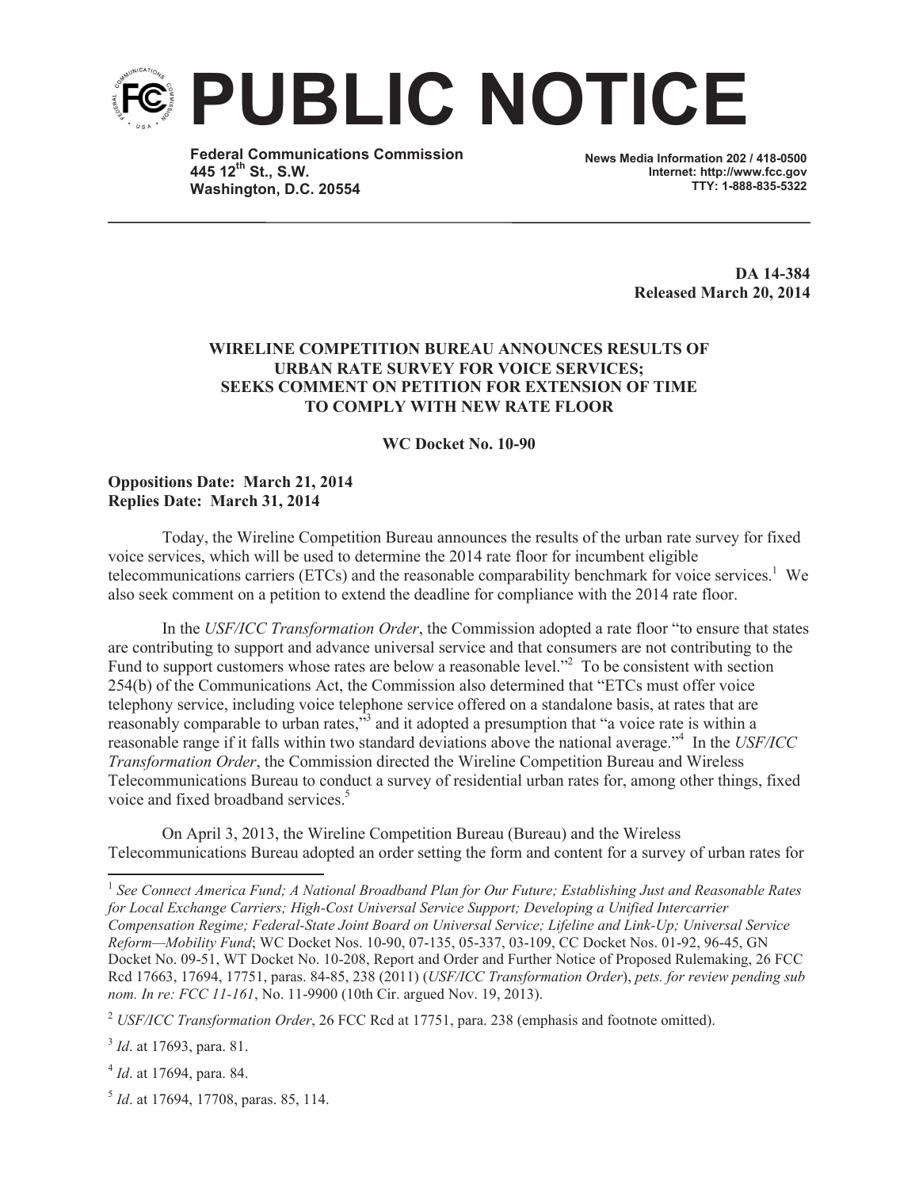# PUBLIC NOTICE

**Federal Communications Commission**
**445 12th St., S.W.**
**Washington, D.C. 20554**

**News Media Information 202 / 418-0500**
**Internet: http://www.fcc.gov**
**TTY: 1-888-835-5322**

**DA 14-384**
**Released March 20, 2014**

**WIRELINE COMPETITION BUREAU ANNOUNCES RESULTS OF URBAN RATE SURVEY FOR VOICE SERVICES; SEEKS COMMENT ON PETITION FOR EXTENSION OF TIME TO COMPLY WITH NEW RATE FLOOR**

**WC Docket No. 10-90**

**Oppositions Date: March 21, 2014**
**Replies Date: March 31, 2014**

Today, the Wireline Competition Bureau announces the results of the urban rate survey for fixed voice services, which will be used to determine the 2014 rate floor for incumbent eligible telecommunications carriers (ETCs) and the reasonable comparability benchmark for voice services.[1] We also seek comment on a petition to extend the deadline for compliance with the 2014 rate floor.

In the *USF/ICC Transformation Order*, the Commission adopted a rate floor "to ensure that states are contributing to support and advance universal service and that consumers are not contributing to the Fund to support customers whose rates are below a reasonable level."[2] To be consistent with section 254(b) of the Communications Act, the Commission also determined that "ETCs must offer voice telephony service, including voice telephone service offered on a standalone basis, at rates that are reasonably comparable to urban rates,"[3] and it adopted a presumption that "a voice rate is within a reasonable range if it falls within two standard deviations above the national average."[4] In the *USF/ICC Transformation Order*, the Commission directed the Wireline Competition Bureau and Wireless Telecommunications Bureau to conduct a survey of residential urban rates for, among other things, fixed voice and fixed broadband services.[5]

On April 3, 2013, the Wireline Competition Bureau (Bureau) and the Wireless Telecommunications Bureau adopted an order setting the form and content for a survey of urban rates for

---

[1] *See Connect America Fund; A National Broadband Plan for Our Future; Establishing Just and Reasonable Rates for Local Exchange Carriers; High-Cost Universal Service Support; Developing a Unified Intercarrier Compensation Regime; Federal-State Joint Board on Universal Service; Lifeline and Link-Up; Universal Service Reform—Mobility Fund*; WC Docket Nos. 10-90, 07-135, 05-337, 03-109, CC Docket Nos. 01-92, 96-45, GN Docket No. 09-51, WT Docket No. 10-208, Report and Order and Further Notice of Proposed Rulemaking, 26 FCC Rcd 17663, 17694, 17751, paras. 84-85, 238 (2011) (*USF/ICC Transformation Order*), *pets. for review pending sub nom. In re: FCC 11-161*, No. 11-9900 (10th Cir. argued Nov. 19, 2013).

[2] *USF/ICC Transformation Order*, 26 FCC Rcd at 17751, para. 238 (emphasis and footnote omitted).

[3] *Id*. at 17693, para. 81.

[4] *Id*. at 17694, para. 84.

[5] *Id*. at 17694, 17708, paras. 85, 114.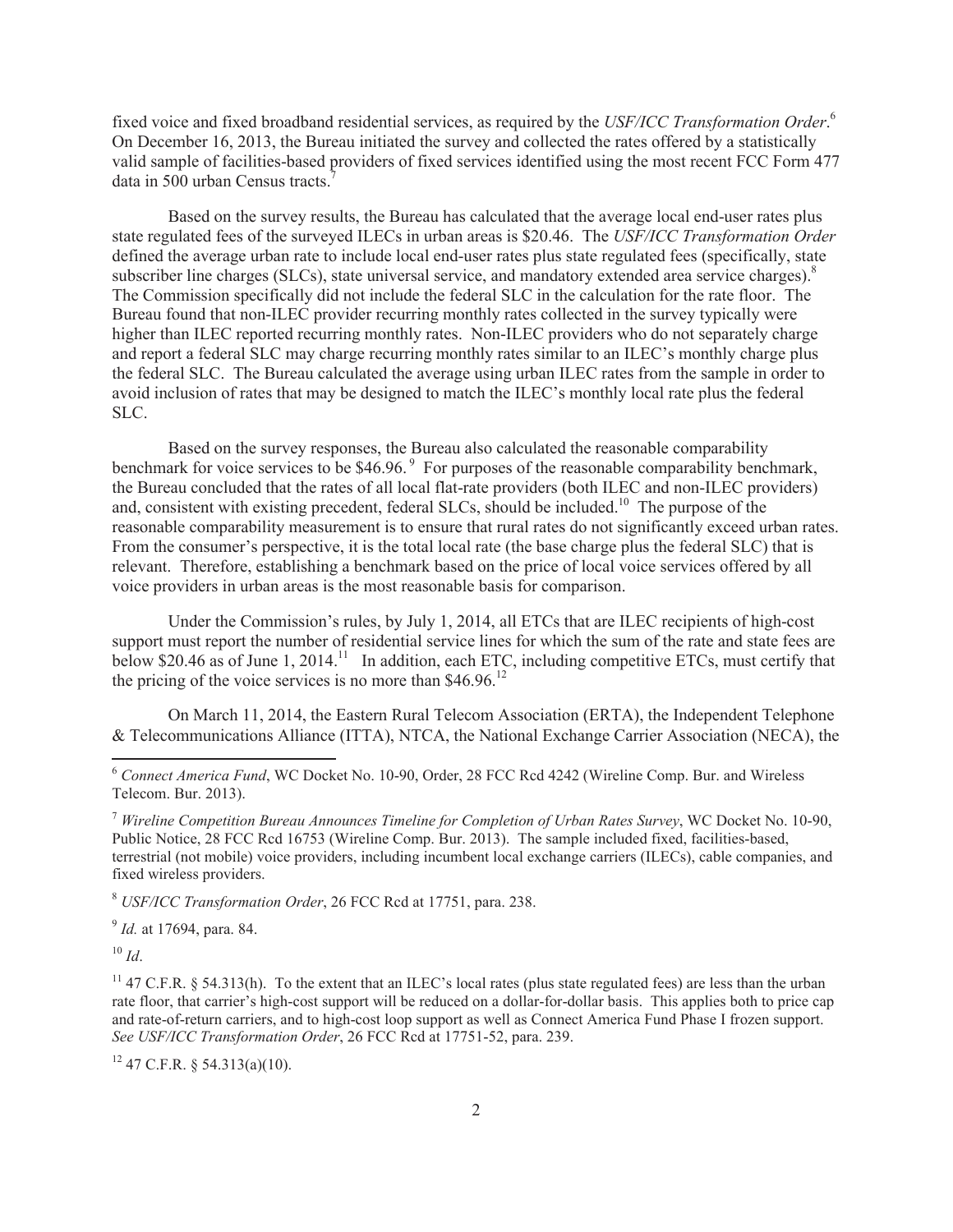fixed voice and fixed broadband residential services, as required by the *USF/ICC Transformation Order*.[6] On December 16, 2013, the Bureau initiated the survey and collected the rates offered by a statistically valid sample of facilities-based providers of fixed services identified using the most recent FCC Form 477 data in 500 urban Census tracts.[7]

Based on the survey results, the Bureau has calculated that the average local end-user rates plus state regulated fees of the surveyed ILECs in urban areas is $20.46. The *USF/ICC Transformation Order* defined the average urban rate to include local end-user rates plus state regulated fees (specifically, state subscriber line charges (SLCs), state universal service, and mandatory extended area service charges).[8] The Commission specifically did not include the federal SLC in the calculation for the rate floor. The Bureau found that non-ILEC provider recurring monthly rates collected in the survey typically were higher than ILEC reported recurring monthly rates. Non-ILEC providers who do not separately charge and report a federal SLC may charge recurring monthly rates similar to an ILEC's monthly charge plus the federal SLC. The Bureau calculated the average using urban ILEC rates from the sample in order to avoid inclusion of rates that may be designed to match the ILEC's monthly local rate plus the federal SLC.

Based on the survey responses, the Bureau also calculated the reasonable comparability benchmark for voice services to be $46.96.[9] For purposes of the reasonable comparability benchmark, the Bureau concluded that the rates of all local flat-rate providers (both ILEC and non-ILEC providers) and, consistent with existing precedent, federal SLCs, should be included.[10] The purpose of the reasonable comparability measurement is to ensure that rural rates do not significantly exceed urban rates. From the consumer's perspective, it is the total local rate (the base charge plus the federal SLC) that is relevant. Therefore, establishing a benchmark based on the price of local voice services offered by all voice providers in urban areas is the most reasonable basis for comparison.

Under the Commission's rules, by July 1, 2014, all ETCs that are ILEC recipients of high-cost support must report the number of residential service lines for which the sum of the rate and state fees are below $20.46 as of June 1, 2014.[11] In addition, each ETC, including competitive ETCs, must certify that the pricing of the voice services is no more than $46.96.[12]

On March 11, 2014, the Eastern Rural Telecom Association (ERTA), the Independent Telephone & Telecommunications Alliance (ITTA), NTCA, the National Exchange Carrier Association (NECA), the

---

[6] *Connect America Fund*, WC Docket No. 10-90, Order, 28 FCC Rcd 4242 (Wireline Comp. Bur. and Wireless Telecom. Bur. 2013).

[7] *Wireline Competition Bureau Announces Timeline for Completion of Urban Rates Survey*, WC Docket No. 10-90, Public Notice, 28 FCC Rcd 16753 (Wireline Comp. Bur. 2013). The sample included fixed, facilities-based, terrestrial (not mobile) voice providers, including incumbent local exchange carriers (ILECs), cable companies, and fixed wireless providers.

[8] *USF/ICC Transformation Order*, 26 FCC Rcd at 17751, para. 238.

[9] *Id.* at 17694, para. 84.

[10] *Id*.

[11] 47 C.F.R. § 54.313(h). To the extent that an ILEC's local rates (plus state regulated fees) are less than the urban rate floor, that carrier's high-cost support will be reduced on a dollar-for-dollar basis. This applies both to price cap and rate-of-return carriers, and to high-cost loop support as well as Connect America Fund Phase I frozen support. *See USF/ICC Transformation Order*, 26 FCC Rcd at 17751-52, para. 239.

[12] 47 C.F.R. § 54.313(a)(10).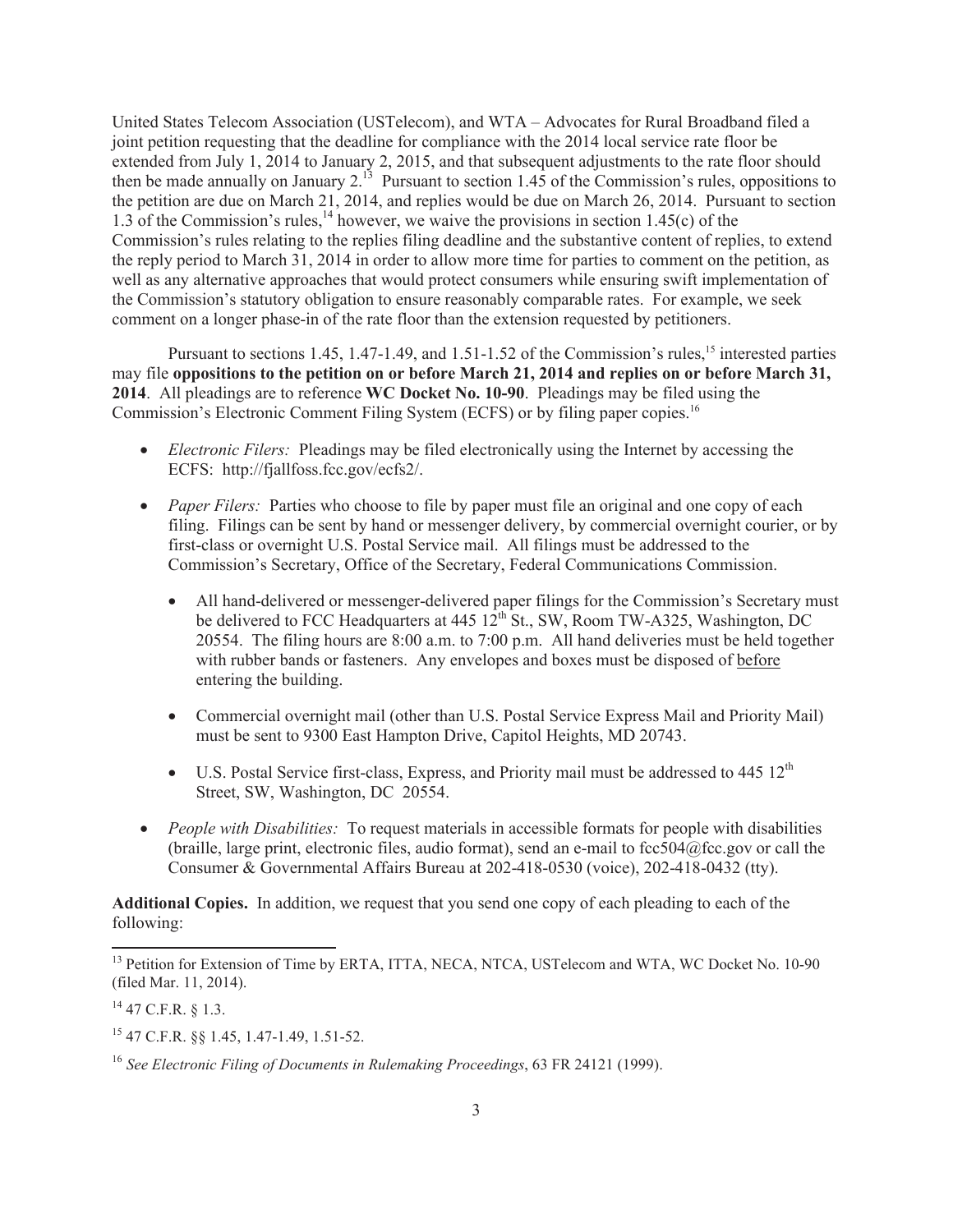United States Telecom Association (USTelecom), and WTA – Advocates for Rural Broadband filed a joint petition requesting that the deadline for compliance with the 2014 local service rate floor be extended from July 1, 2014 to January 2, 2015, and that subsequent adjustments to the rate floor should then be made annually on January 2.[13] Pursuant to section 1.45 of the Commission's rules, oppositions to the petition are due on March 21, 2014, and replies would be due on March 26, 2014. Pursuant to section 1.3 of the Commission's rules,[14] however, we waive the provisions in section 1.45(c) of the Commission's rules relating to the replies filing deadline and the substantive content of replies, to extend the reply period to March 31, 2014 in order to allow more time for parties to comment on the petition, as well as any alternative approaches that would protect consumers while ensuring swift implementation of the Commission's statutory obligation to ensure reasonably comparable rates. For example, we seek comment on a longer phase-in of the rate floor than the extension requested by petitioners.

Pursuant to sections 1.45, 1.47-1.49, and 1.51-1.52 of the Commission's rules,[15] interested parties may file **oppositions to the petition on or before March 21, 2014 and replies on or before March 31, 2014**. All pleadings are to reference **WC Docket No. 10-90**. Pleadings may be filed using the Commission's Electronic Comment Filing System (ECFS) or by filing paper copies.[16]

- *Electronic Filers:* Pleadings may be filed electronically using the Internet by accessing the ECFS: http://fjallfoss.fcc.gov/ecfs2/.
- *Paper Filers:* Parties who choose to file by paper must file an original and one copy of each filing. Filings can be sent by hand or messenger delivery, by commercial overnight courier, or by first-class or overnight U.S. Postal Service mail. All filings must be addressed to the Commission's Secretary, Office of the Secretary, Federal Communications Commission.
  - All hand-delivered or messenger-delivered paper filings for the Commission's Secretary must be delivered to FCC Headquarters at 445 12th St., SW, Room TW-A325, Washington, DC 20554. The filing hours are 8:00 a.m. to 7:00 p.m. All hand deliveries must be held together with rubber bands or fasteners. Any envelopes and boxes must be disposed of before entering the building.
  - Commercial overnight mail (other than U.S. Postal Service Express Mail and Priority Mail) must be sent to 9300 East Hampton Drive, Capitol Heights, MD 20743.
  - U.S. Postal Service first-class, Express, and Priority mail must be addressed to 445 12th Street, SW, Washington, DC 20554.
- *People with Disabilities:* To request materials in accessible formats for people with disabilities (braille, large print, electronic files, audio format), send an e-mail to fcc504@fcc.gov or call the Consumer & Governmental Affairs Bureau at 202-418-0530 (voice), 202-418-0432 (tty).

**Additional Copies.** In addition, we request that you send one copy of each pleading to each of the following:

---

[13] Petition for Extension of Time by ERTA, ITTA, NECA, NTCA, USTelecom and WTA, WC Docket No. 10-90 (filed Mar. 11, 2014).

[14] 47 C.F.R. § 1.3.

[15] 47 C.F.R. §§ 1.45, 1.47-1.49, 1.51-52.

[16] *See Electronic Filing of Documents in Rulemaking Proceedings*, 63 FR 24121 (1999).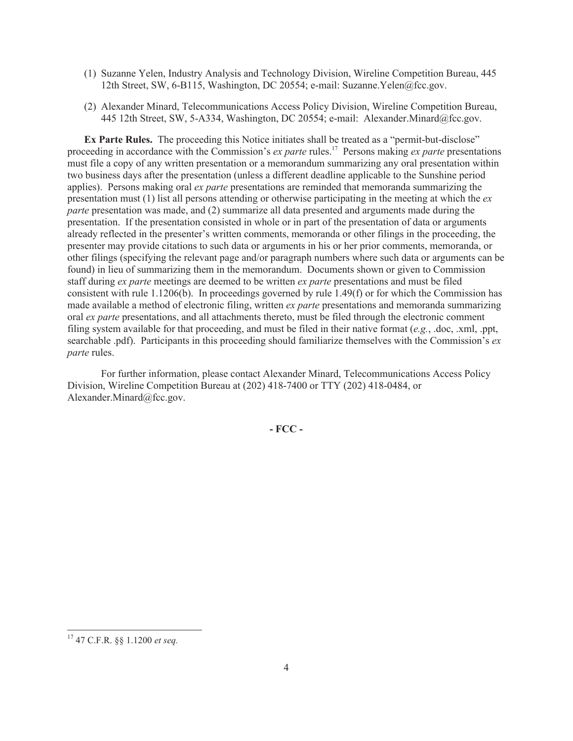(1) Suzanne Yelen, Industry Analysis and Technology Division, Wireline Competition Bureau, 445 12th Street, SW, 6-B115, Washington, DC 20554; e-mail: Suzanne.Yelen@fcc.gov.

(2) Alexander Minard, Telecommunications Access Policy Division, Wireline Competition Bureau, 445 12th Street, SW, 5-A334, Washington, DC 20554; e-mail: Alexander.Minard@fcc.gov.

**Ex Parte Rules.** The proceeding this Notice initiates shall be treated as a "permit-but-disclose" proceeding in accordance with the Commission's *ex parte* rules.[17] Persons making *ex parte* presentations must file a copy of any written presentation or a memorandum summarizing any oral presentation within two business days after the presentation (unless a different deadline applicable to the Sunshine period applies). Persons making oral *ex parte* presentations are reminded that memoranda summarizing the presentation must (1) list all persons attending or otherwise participating in the meeting at which the *ex parte* presentation was made, and (2) summarize all data presented and arguments made during the presentation. If the presentation consisted in whole or in part of the presentation of data or arguments already reflected in the presenter's written comments, memoranda or other filings in the proceeding, the presenter may provide citations to such data or arguments in his or her prior comments, memoranda, or other filings (specifying the relevant page and/or paragraph numbers where such data or arguments can be found) in lieu of summarizing them in the memorandum. Documents shown or given to Commission staff during *ex parte* meetings are deemed to be written *ex parte* presentations and must be filed consistent with rule 1.1206(b). In proceedings governed by rule 1.49(f) or for which the Commission has made available a method of electronic filing, written *ex parte* presentations and memoranda summarizing oral *ex parte* presentations, and all attachments thereto, must be filed through the electronic comment filing system available for that proceeding, and must be filed in their native format (*e.g.*, .doc, .xml, .ppt, searchable .pdf). Participants in this proceeding should familiarize themselves with the Commission's *ex parte* rules.

For further information, please contact Alexander Minard, Telecommunications Access Policy Division, Wireline Competition Bureau at (202) 418-7400 or TTY (202) 418-0484, or Alexander.Minard@fcc.gov.

**- FCC -**

[17] 47 C.F.R. §§ 1.1200 *et seq.*